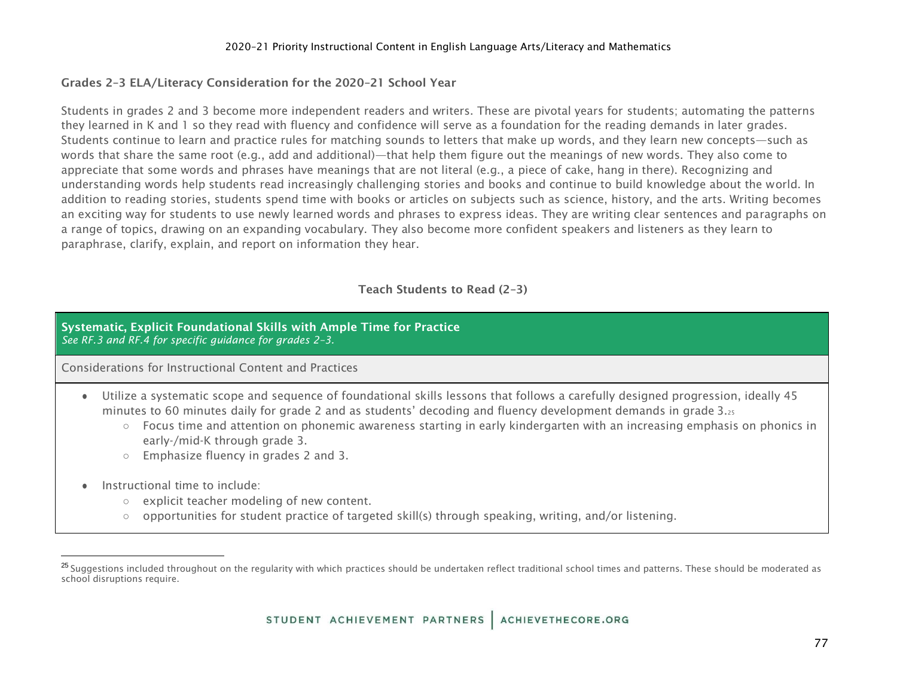### Grades 2–3 ELA/Literacy Consideration for the 2020–21 School Year

Students in grades 2 and 3 become more independent readers and writers. These are pivotal years for students; automating the patterns they learned in K and 1 so they read with fluency and confidence will serve as a foundation for the reading demands in later grades. Students continue to learn and practice rules for matching sounds to letters that make up words, and they learn new concepts—such as words that share the same root (e.g., add and additional)—that help them figure out the meanings of new words. They also come to appreciate that some words and phrases have meanings that are not literal (e.g., a piece of cake, hang in there). Recognizing and understanding words help students read increasingly challenging stories and books and continue to build knowledge about the world. In addition to reading stories, students spend time with books or articles on subjects such as science, history, and the arts. Writing becomes an exciting way for students to use newly learned words and phrases to express ideas. They are writing clear sentences and paragraphs on a range of topics, drawing on an expanding vocabulary. They also become more confident speakers and listeners as they learn to paraphrase, clarify, explain, and report on information they hear.

### Teach Students to Read (2–3)

**Systematic, Explicit Foundational Skills with Ample Time for Practice**
*See RF.3 and RF.4 for specific guidance for grades 2–3.*

Considerations for Instructional Content and Practices

- Utilize a systematic scope and sequence of foundational skills lessons that follows a carefully designed progression, ideally 45 minutes to 60 minutes daily for grade 2 and as students' decoding and fluency development demands in grade 3.[25]
  - Focus time and attention on phonemic awareness starting in early kindergarten with an increasing emphasis on phonics in early-/mid-K through grade 3.
  - Emphasize fluency in grades 2 and 3.
- Instructional time to include:
  - explicit teacher modeling of new content.
  - opportunities for student practice of targeted skill(s) through speaking, writing, and/or listening.

[25] Suggestions included throughout on the regularity with which practices should be undertaken reflect traditional school times and patterns. These should be moderated as school disruptions require.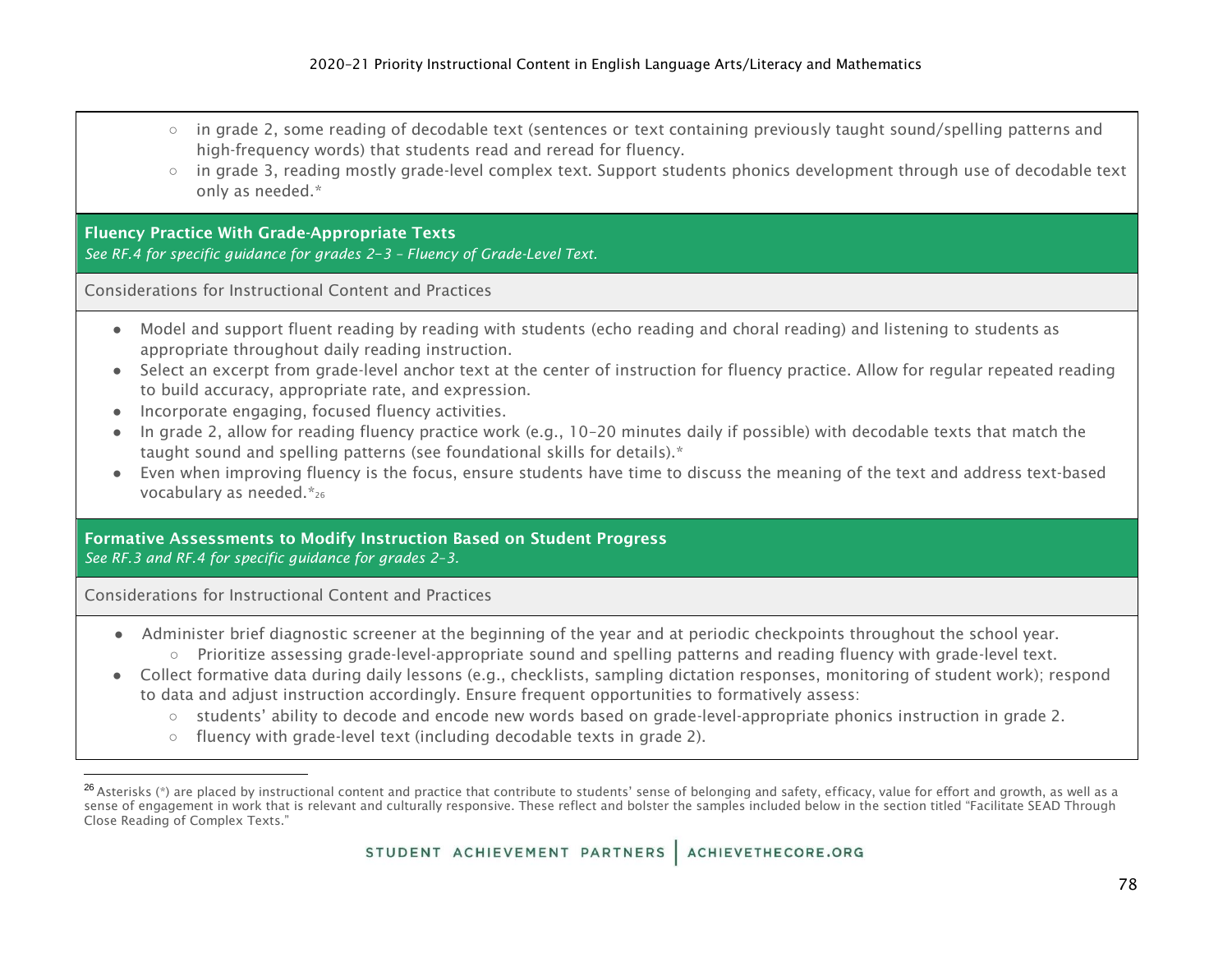- in grade 2, some reading of decodable text (sentences or text containing previously taught sound/spelling patterns and high-frequency words) that students read and reread for fluency.
- in grade 3, reading mostly grade-level complex text. Support students phonics development through use of decodable text only as needed.*

**Fluency Practice With Grade-Appropriate Texts**
*See RF.4 for specific guidance for grades 2–3 – Fluency of Grade-Level Text.*

Considerations for Instructional Content and Practices

- Model and support fluent reading by reading with students (echo reading and choral reading) and listening to students as appropriate throughout daily reading instruction.
- Select an excerpt from grade-level anchor text at the center of instruction for fluency practice. Allow for regular repeated reading to build accuracy, appropriate rate, and expression.
- Incorporate engaging, focused fluency activities.
- In grade 2, allow for reading fluency practice work (e.g., 10–20 minutes daily if possible) with decodable texts that match the taught sound and spelling patterns (see foundational skills for details).*
- Even when improving fluency is the focus, ensure students have time to discuss the meaning of the text and address text-based vocabulary as needed.*[26]

**Formative Assessments to Modify Instruction Based on Student Progress**
*See RF.3 and RF.4 for specific guidance for grades 2–3.*

Considerations for Instructional Content and Practices

- Administer brief diagnostic screener at the beginning of the year and at periodic checkpoints throughout the school year.
  - Prioritize assessing grade-level-appropriate sound and spelling patterns and reading fluency with grade-level text.
- Collect formative data during daily lessons (e.g., checklists, sampling dictation responses, monitoring of student work); respond to data and adjust instruction accordingly. Ensure frequent opportunities to formatively assess:
  - students' ability to decode and encode new words based on grade-level-appropriate phonics instruction in grade 2.
  - fluency with grade-level text (including decodable texts in grade 2).

[26] Asterisks (*) are placed by instructional content and practice that contribute to students' sense of belonging and safety, efficacy, value for effort and growth, as well as a sense of engagement in work that is relevant and culturally responsive. These reflect and bolster the samples included below in the section titled "Facilitate SEAD Through Close Reading of Complex Texts."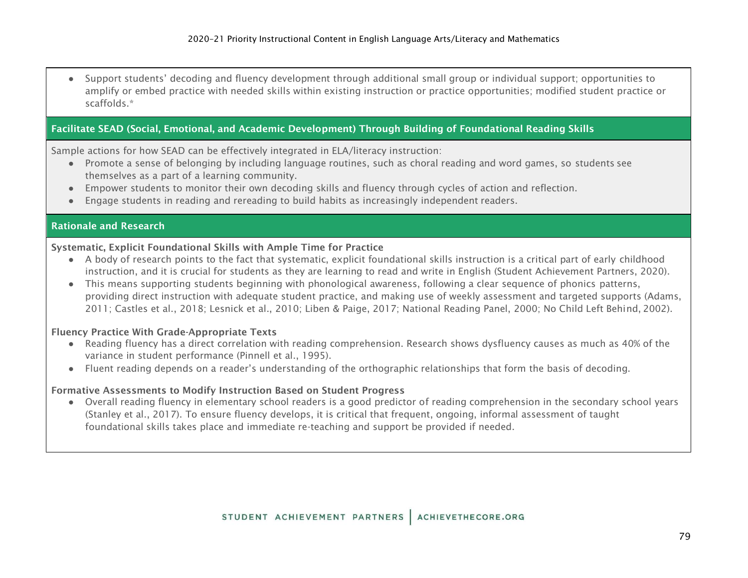- Support students' decoding and fluency development through additional small group or individual support; opportunities to amplify or embed practice with needed skills within existing instruction or practice opportunities; modified student practice or scaffolds.*

## Facilitate SEAD (Social, Emotional, and Academic Development) Through Building of Foundational Reading Skills

Sample actions for how SEAD can be effectively integrated in ELA/literacy instruction:

- Promote a sense of belonging by including language routines, such as choral reading and word games, so students see themselves as a part of a learning community.
- Empower students to monitor their own decoding skills and fluency through cycles of action and reflection.
- Engage students in reading and rereading to build habits as increasingly independent readers.

## Rationale and Research

**Systematic, Explicit Foundational Skills with Ample Time for Practice**

- A body of research points to the fact that systematic, explicit foundational skills instruction is a critical part of early childhood instruction, and it is crucial for students as they are learning to read and write in English (Student Achievement Partners, 2020).
- This means supporting students beginning with phonological awareness, following a clear sequence of phonics patterns, providing direct instruction with adequate student practice, and making use of weekly assessment and targeted supports (Adams, 2011; Castles et al., 2018; Lesnick et al., 2010; Liben & Paige, 2017; National Reading Panel, 2000; No Child Left Behind, 2002).

**Fluency Practice With Grade-Appropriate Texts**

- Reading fluency has a direct correlation with reading comprehension. Research shows dysfluency causes as much as 40% of the variance in student performance (Pinnell et al., 1995).
- Fluent reading depends on a reader's understanding of the orthographic relationships that form the basis of decoding.

**Formative Assessments to Modify Instruction Based on Student Progress**

- Overall reading fluency in elementary school readers is a good predictor of reading comprehension in the secondary school years (Stanley et al., 2017). To ensure fluency develops, it is critical that frequent, ongoing, informal assessment of taught foundational skills takes place and immediate re-teaching and support be provided if needed.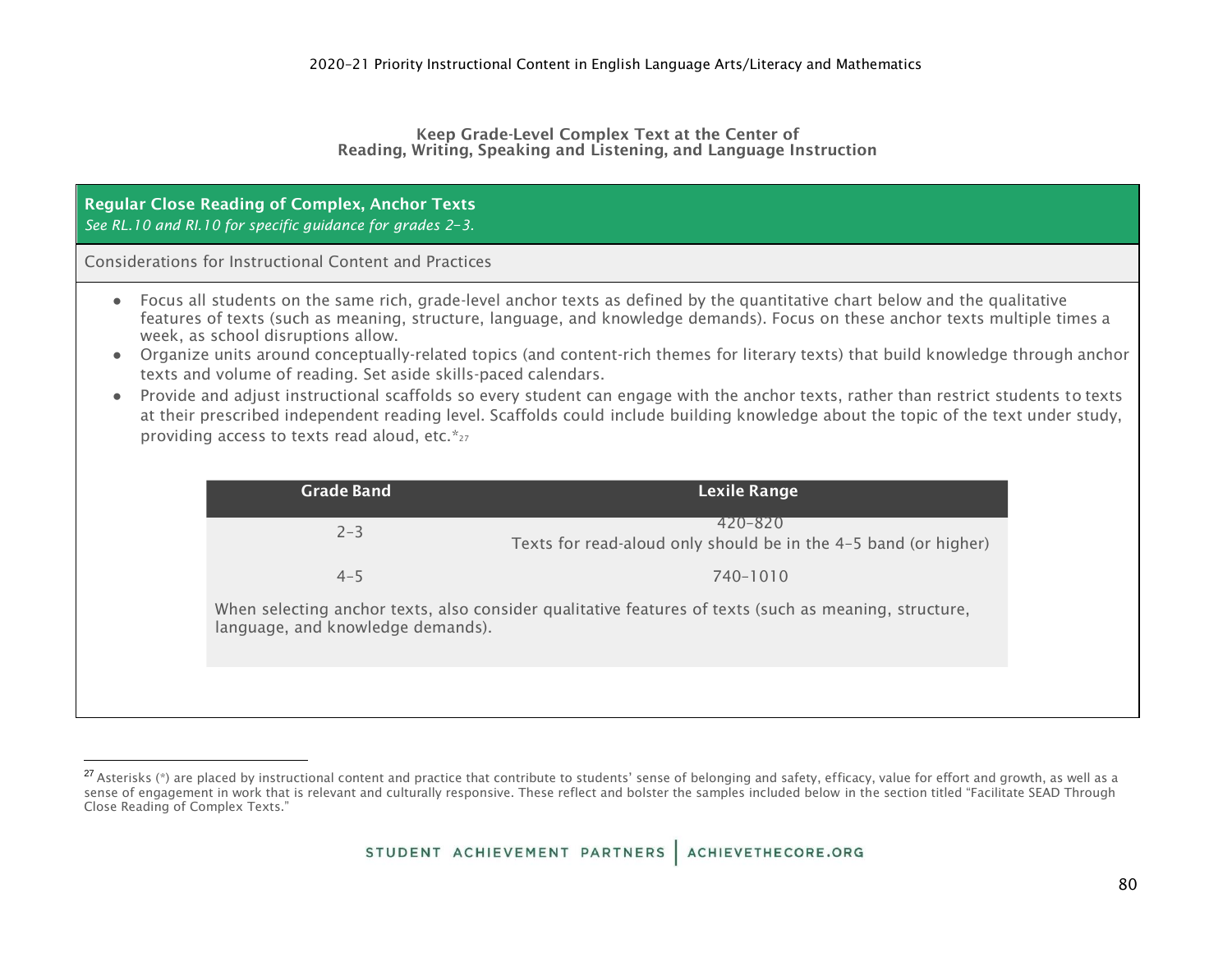## Keep Grade-Level Complex Text at the Center of Reading, Writing, Speaking and Listening, and Language Instruction

### Regular Close Reading of Complex, Anchor Texts

*See RL.10 and RI.10 for specific guidance for grades 2–3.*

Considerations for Instructional Content and Practices

- Focus all students on the same rich, grade-level anchor texts as defined by the quantitative chart below and the qualitative features of texts (such as meaning, structure, language, and knowledge demands). Focus on these anchor texts multiple times a week, as school disruptions allow.
- Organize units around conceptually-related topics (and content-rich themes for literary texts) that build knowledge through anchor texts and volume of reading. Set aside skills-paced calendars.
- Provide and adjust instructional scaffolds so every student can engage with the anchor texts, rather than restrict students to texts at their prescribed independent reading level. Scaffolds could include building knowledge about the topic of the text under study, providing access to texts read aloud, etc.*[27]

| Grade Band | Lexile Range |
|---|---|
| 2–3 | 420–820<br>Texts for read-aloud only should be in the 4–5 band (or higher) |
| 4–5 | 740–1010 |

When selecting anchor texts, also consider qualitative features of texts (such as meaning, structure, language, and knowledge demands).

---

[27] Asterisks (*) are placed by instructional content and practice that contribute to students' sense of belonging and safety, efficacy, value for effort and growth, as well as a sense of engagement in work that is relevant and culturally responsive. These reflect and bolster the samples included below in the section titled "Facilitate SEAD Through Close Reading of Complex Texts."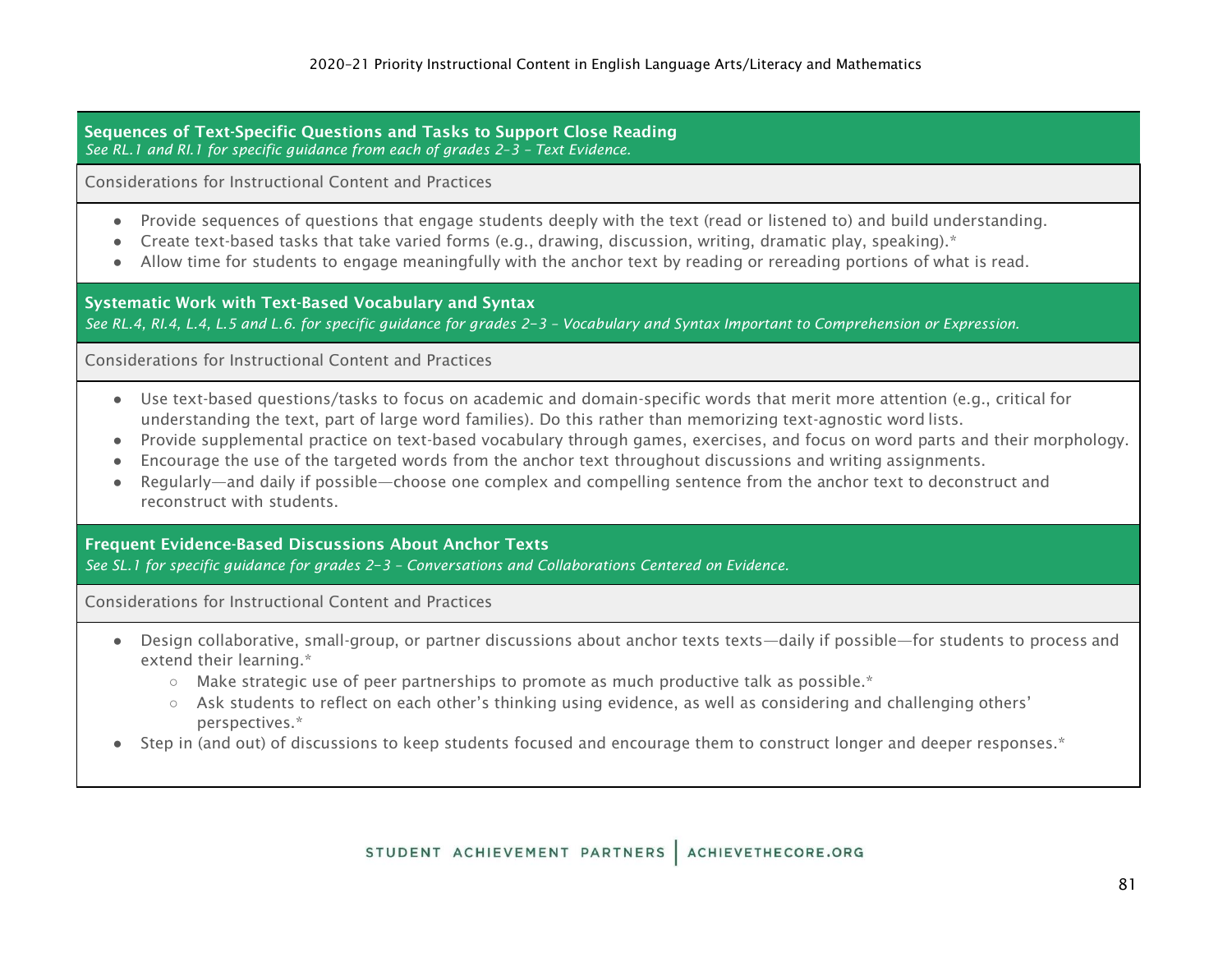### Sequences of Text-Specific Questions and Tasks to Support Close Reading

*See RL.1 and RI.1 for specific guidance from each of grades 2–3 – Text Evidence.*

Considerations for Instructional Content and Practices

- Provide sequences of questions that engage students deeply with the text (read or listened to) and build understanding.
- Create text-based tasks that take varied forms (e.g., drawing, discussion, writing, dramatic play, speaking).*
- Allow time for students to engage meaningfully with the anchor text by reading or rereading portions of what is read.

### Systematic Work with Text-Based Vocabulary and Syntax

*See RL.4, RI.4, L.4, L.5 and L.6. for specific guidance for grades 2–3 – Vocabulary and Syntax Important to Comprehension or Expression.*

Considerations for Instructional Content and Practices

- Use text-based questions/tasks to focus on academic and domain-specific words that merit more attention (e.g., critical for understanding the text, part of large word families). Do this rather than memorizing text-agnostic word lists.
- Provide supplemental practice on text-based vocabulary through games, exercises, and focus on word parts and their morphology.
- Encourage the use of the targeted words from the anchor text throughout discussions and writing assignments.
- Regularly—and daily if possible—choose one complex and compelling sentence from the anchor text to deconstruct and reconstruct with students.

### Frequent Evidence-Based Discussions About Anchor Texts

*See SL.1 for specific guidance for grades 2–3 – Conversations and Collaborations Centered on Evidence.*

Considerations for Instructional Content and Practices

- Design collaborative, small-group, or partner discussions about anchor texts texts—daily if possible—for students to process and extend their learning.*
  - Make strategic use of peer partnerships to promote as much productive talk as possible.*
  - Ask students to reflect on each other's thinking using evidence, as well as considering and challenging others' perspectives.*
- Step in (and out) of discussions to keep students focused and encourage them to construct longer and deeper responses.*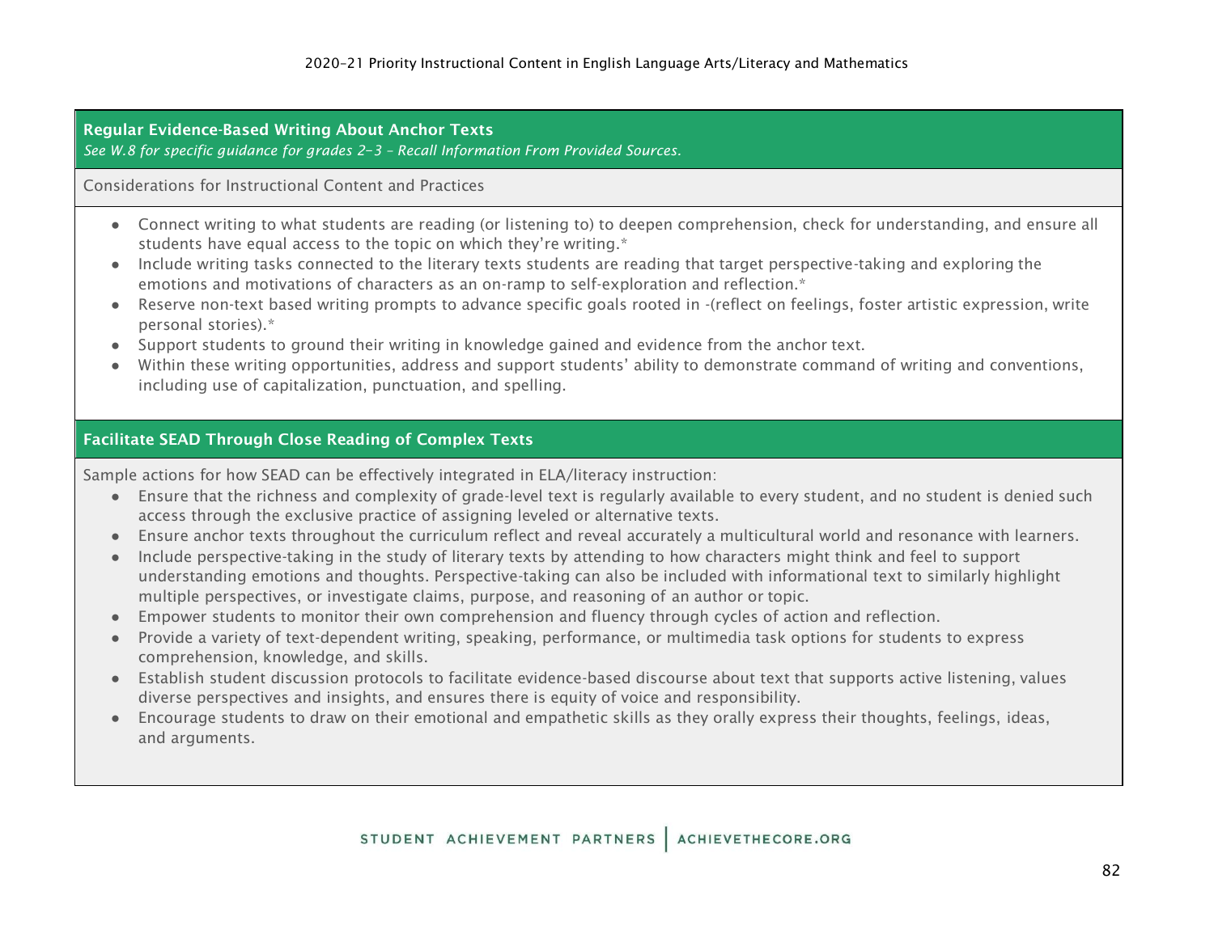### Regular Evidence-Based Writing About Anchor Texts

*See W.8 for specific guidance for grades 2–3 – Recall Information From Provided Sources.*

Considerations for Instructional Content and Practices

- Connect writing to what students are reading (or listening to) to deepen comprehension, check for understanding, and ensure all students have equal access to the topic on which they're writing.*
- Include writing tasks connected to the literary texts students are reading that target perspective-taking and exploring the emotions and motivations of characters as an on-ramp to self-exploration and reflection.*
- Reserve non-text based writing prompts to advance specific goals rooted in -(reflect on feelings, foster artistic expression, write personal stories).*
- Support students to ground their writing in knowledge gained and evidence from the anchor text.
- Within these writing opportunities, address and support students' ability to demonstrate command of writing and conventions, including use of capitalization, punctuation, and spelling.

### Facilitate SEAD Through Close Reading of Complex Texts

Sample actions for how SEAD can be effectively integrated in ELA/literacy instruction:

- Ensure that the richness and complexity of grade-level text is regularly available to every student, and no student is denied such access through the exclusive practice of assigning leveled or alternative texts.
- Ensure anchor texts throughout the curriculum reflect and reveal accurately a multicultural world and resonance with learners.
- Include perspective-taking in the study of literary texts by attending to how characters might think and feel to support understanding emotions and thoughts. Perspective-taking can also be included with informational text to similarly highlight multiple perspectives, or investigate claims, purpose, and reasoning of an author or topic.
- Empower students to monitor their own comprehension and fluency through cycles of action and reflection.
- Provide a variety of text-dependent writing, speaking, performance, or multimedia task options for students to express comprehension, knowledge, and skills.
- Establish student discussion protocols to facilitate evidence-based discourse about text that supports active listening, values diverse perspectives and insights, and ensures there is equity of voice and responsibility.
- Encourage students to draw on their emotional and empathetic skills as they orally express their thoughts, feelings, ideas, and arguments.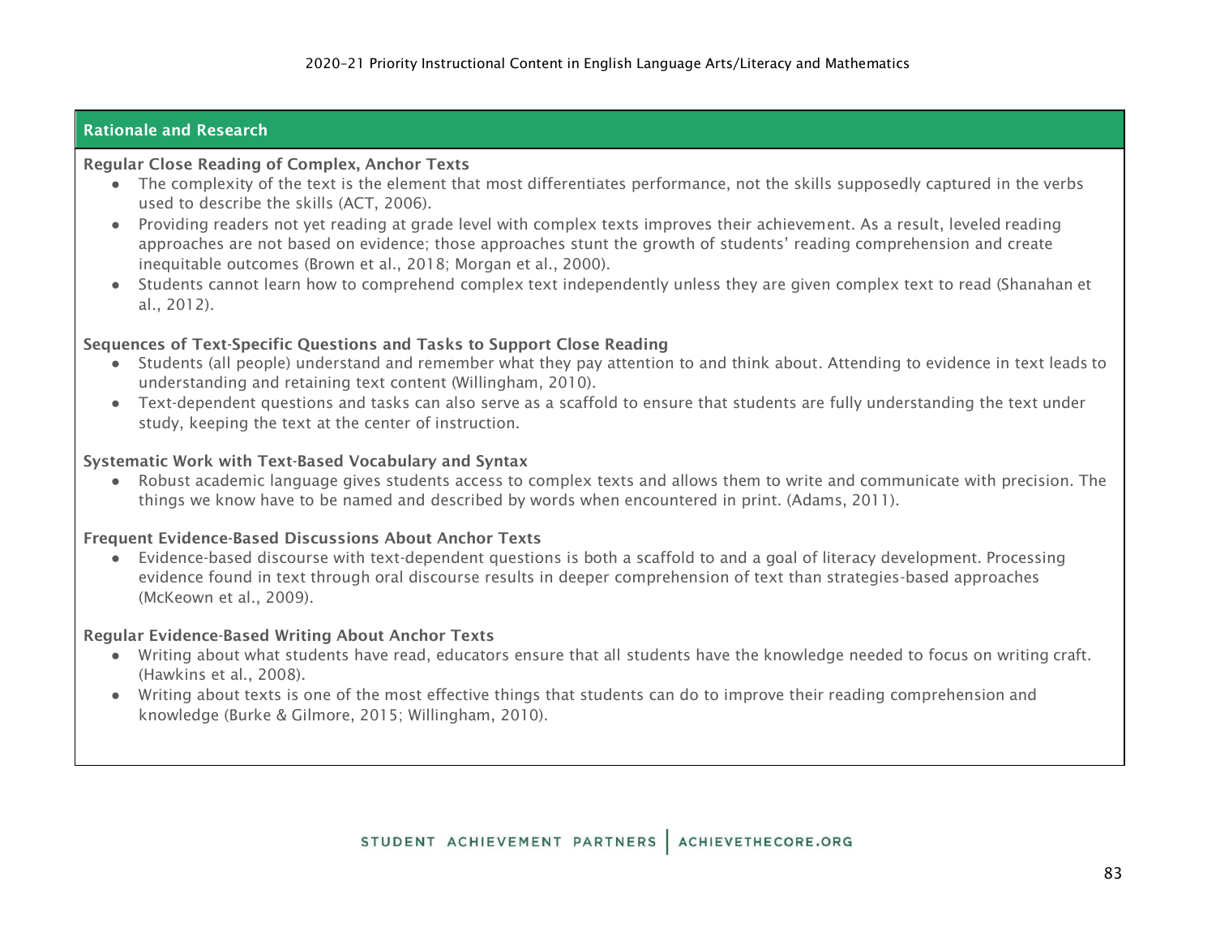## Rationale and Research

**Regular Close Reading of Complex, Anchor Texts**

- The complexity of the text is the element that most differentiates performance, not the skills supposedly captured in the verbs used to describe the skills (ACT, 2006).
- Providing readers not yet reading at grade level with complex texts improves their achievement. As a result, leveled reading approaches are not based on evidence; those approaches stunt the growth of students' reading comprehension and create inequitable outcomes (Brown et al., 2018; Morgan et al., 2000).
- Students cannot learn how to comprehend complex text independently unless they are given complex text to read (Shanahan et al., 2012).

**Sequences of Text-Specific Questions and Tasks to Support Close Reading**

- Students (all people) understand and remember what they pay attention to and think about. Attending to evidence in text leads to understanding and retaining text content (Willingham, 2010).
- Text-dependent questions and tasks can also serve as a scaffold to ensure that students are fully understanding the text under study, keeping the text at the center of instruction.

**Systematic Work with Text-Based Vocabulary and Syntax**

- Robust academic language gives students access to complex texts and allows them to write and communicate with precision. The things we know have to be named and described by words when encountered in print. (Adams, 2011).

**Frequent Evidence-Based Discussions About Anchor Texts**

- Evidence-based discourse with text-dependent questions is both a scaffold to and a goal of literacy development. Processing evidence found in text through oral discourse results in deeper comprehension of text than strategies-based approaches (McKeown et al., 2009).

**Regular Evidence-Based Writing About Anchor Texts**

- Writing about what students have read, educators ensure that all students have the knowledge needed to focus on writing craft. (Hawkins et al., 2008).
- Writing about texts is one of the most effective things that students can do to improve their reading comprehension and knowledge (Burke & Gilmore, 2015; Willingham, 2010).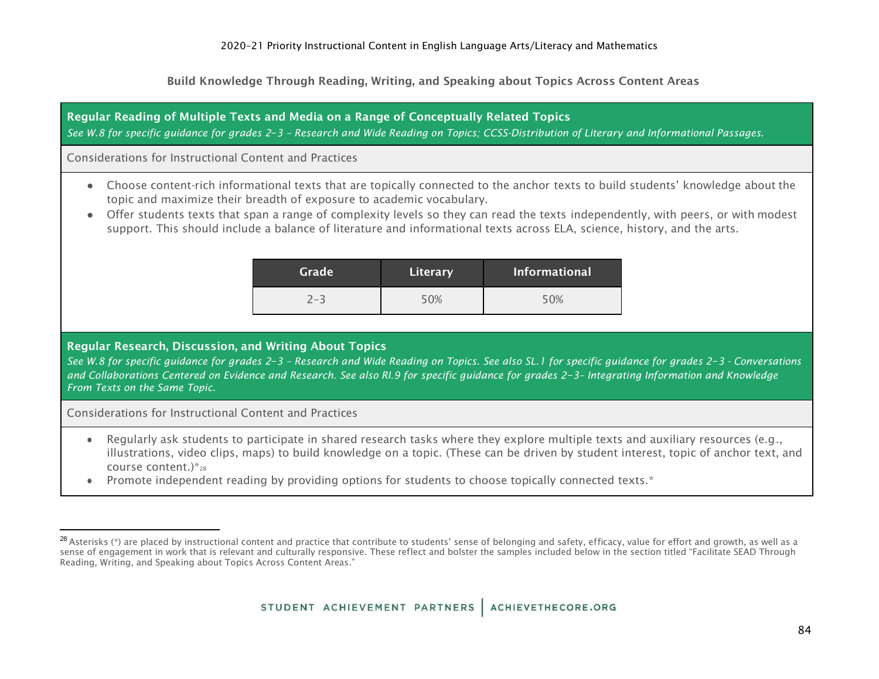**Build Knowledge Through Reading, Writing, and Speaking about Topics Across Content Areas**

**Regular Reading of Multiple Texts and Media on a Range of Conceptually Related Topics**

*See W.8 for specific guidance for grades 2–3 – Research and Wide Reading on Topics; CCSS-Distribution of Literary and Informational Passages.*

Considerations for Instructional Content and Practices

- Choose content-rich informational texts that are topically connected to the anchor texts to build students' knowledge about the topic and maximize their breadth of exposure to academic vocabulary.
- Offer students texts that span a range of complexity levels so they can read the texts independently, with peers, or with modest support. This should include a balance of literature and informational texts across ELA, science, history, and the arts.

| Grade | Literary | Informational |
|---|---|---|
| 2–3 | 50% | 50% |

**Regular Research, Discussion, and Writing About Topics**

*See W.8 for specific guidance for grades 2–3 – Research and Wide Reading on Topics. See also SL.1 for specific guidance for grades 2–3 - Conversations and Collaborations Centered on Evidence and Research. See also RI.9 for specific guidance for grades 2–3– Integrating Information and Knowledge From Texts on the Same Topic.*

Considerations for Instructional Content and Practices

- Regularly ask students to participate in shared research tasks where they explore multiple texts and auxiliary resources (e.g., illustrations, video clips, maps) to build knowledge on a topic. (These can be driven by student interest, topic of anchor text, and course content.)*[28]
- Promote independent reading by providing options for students to choose topically connected texts.*

[28] Asterisks (*) are placed by instructional content and practice that contribute to students' sense of belonging and safety, efficacy, value for effort and growth, as well as a sense of engagement in work that is relevant and culturally responsive. These reflect and bolster the samples included below in the section titled "Facilitate SEAD Through Reading, Writing, and Speaking about Topics Across Content Areas."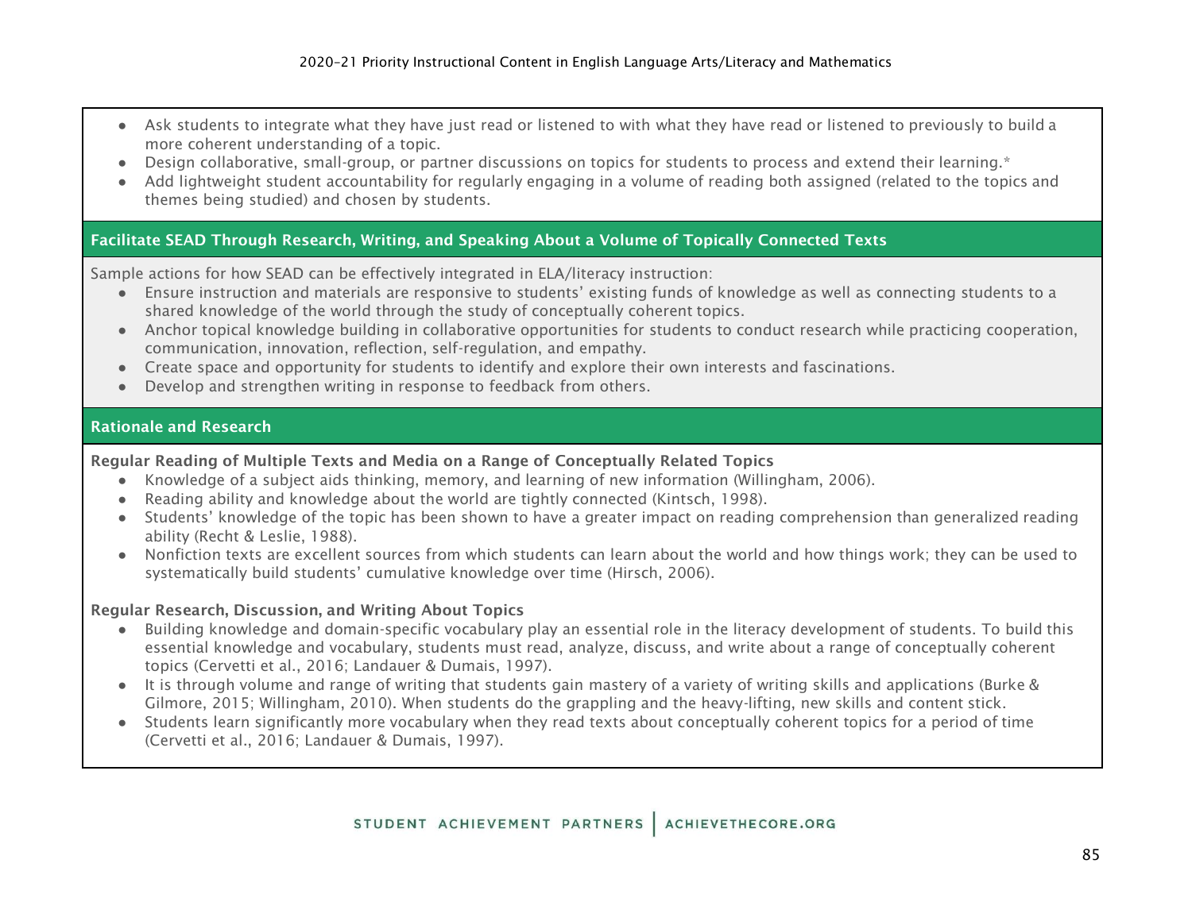- Ask students to integrate what they have just read or listened to with what they have read or listened to previously to build a more coherent understanding of a topic.
- Design collaborative, small-group, or partner discussions on topics for students to process and extend their learning.*
- Add lightweight student accountability for regularly engaging in a volume of reading both assigned (related to the topics and themes being studied) and chosen by students.

## Facilitate SEAD Through Research, Writing, and Speaking About a Volume of Topically Connected Texts

Sample actions for how SEAD can be effectively integrated in ELA/literacy instruction:

- Ensure instruction and materials are responsive to students' existing funds of knowledge as well as connecting students to a shared knowledge of the world through the study of conceptually coherent topics.
- Anchor topical knowledge building in collaborative opportunities for students to conduct research while practicing cooperation, communication, innovation, reflection, self-regulation, and empathy.
- Create space and opportunity for students to identify and explore their own interests and fascinations.
- Develop and strengthen writing in response to feedback from others.

## Rationale and Research

**Regular Reading of Multiple Texts and Media on a Range of Conceptually Related Topics**

- Knowledge of a subject aids thinking, memory, and learning of new information (Willingham, 2006).
- Reading ability and knowledge about the world are tightly connected (Kintsch, 1998).
- Students' knowledge of the topic has been shown to have a greater impact on reading comprehension than generalized reading ability (Recht & Leslie, 1988).
- Nonfiction texts are excellent sources from which students can learn about the world and how things work; they can be used to systematically build students' cumulative knowledge over time (Hirsch, 2006).

**Regular Research, Discussion, and Writing About Topics**

- Building knowledge and domain-specific vocabulary play an essential role in the literacy development of students. To build this essential knowledge and vocabulary, students must read, analyze, discuss, and write about a range of conceptually coherent topics (Cervetti et al., 2016; Landauer & Dumais, 1997).
- It is through volume and range of writing that students gain mastery of a variety of writing skills and applications (Burke & Gilmore, 2015; Willingham, 2010). When students do the grappling and the heavy-lifting, new skills and content stick.
- Students learn significantly more vocabulary when they read texts about conceptually coherent topics for a period of time (Cervetti et al., 2016; Landauer & Dumais, 1997).